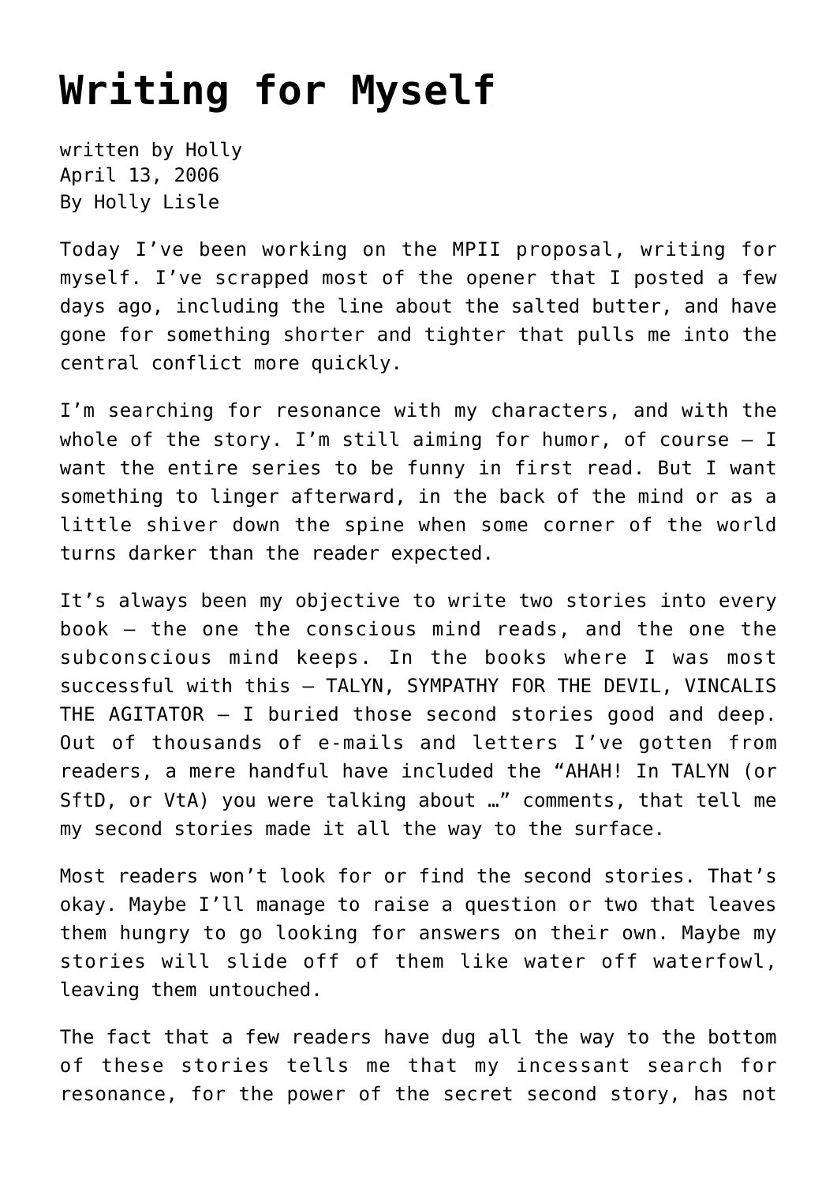# Writing for Myself

written by Holly
April 13, 2006
By Holly Lisle

Today I've been working on the MPII proposal, writing for myself. I've scrapped most of the opener that I posted a few days ago, including the line about the salted butter, and have gone for something shorter and tighter that pulls me into the central conflict more quickly.

I'm searching for resonance with my characters, and with the whole of the story. I'm still aiming for humor, of course — I want the entire series to be funny in first read. But I want something to linger afterward, in the back of the mind or as a little shiver down the spine when some corner of the world turns darker than the reader expected.

It's always been my objective to write two stories into every book — the one the conscious mind reads, and the one the subconscious mind keeps. In the books where I was most successful with this — TALYN, SYMPATHY FOR THE DEVIL, VINCALIS THE AGITATOR — I buried those second stories good and deep. Out of thousands of e-mails and letters I've gotten from readers, a mere handful have included the "AHAH! In TALYN (or SftD, or VtA) you were talking about …" comments, that tell me my second stories made it all the way to the surface.

Most readers won't look for or find the second stories. That's okay. Maybe I'll manage to raise a question or two that leaves them hungry to go looking for answers on their own. Maybe my stories will slide off of them like water off waterfowl, leaving them untouched.

The fact that a few readers have dug all the way to the bottom of these stories tells me that my incessant search for resonance, for the power of the secret second story, has not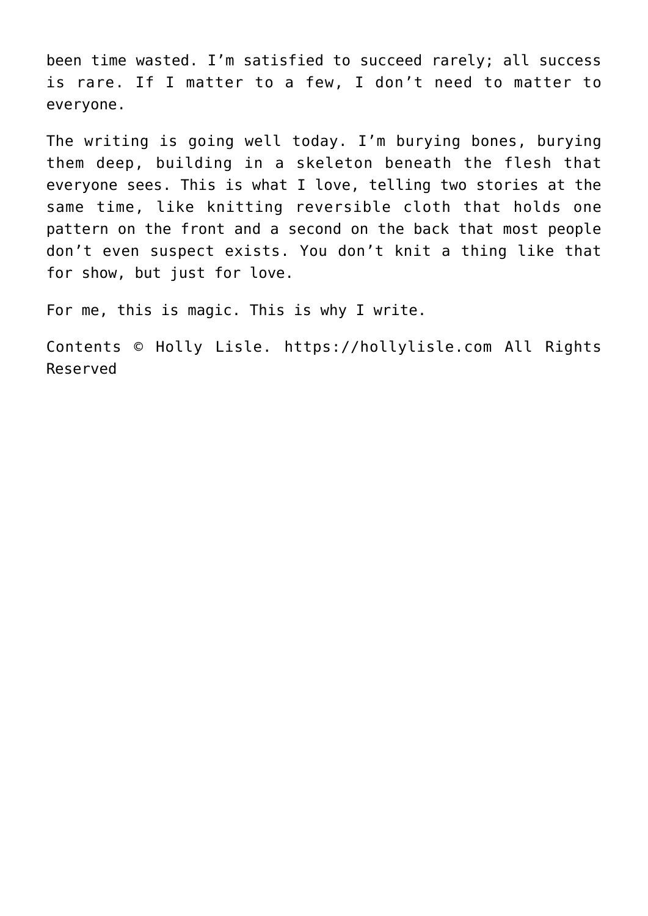been time wasted. I’m satisfied to succeed rarely; all success is rare. If I matter to a few, I don’t need to matter to everyone.

The writing is going well today. I’m burying bones, burying them deep, building in a skeleton beneath the flesh that everyone sees. This is what I love, telling two stories at the same time, like knitting reversible cloth that holds one pattern on the front and a second on the back that most people don’t even suspect exists. You don’t knit a thing like that for show, but just for love.

For me, this is magic. This is why I write.

Contents © Holly Lisle. https://hollylisle.com All Rights Reserved